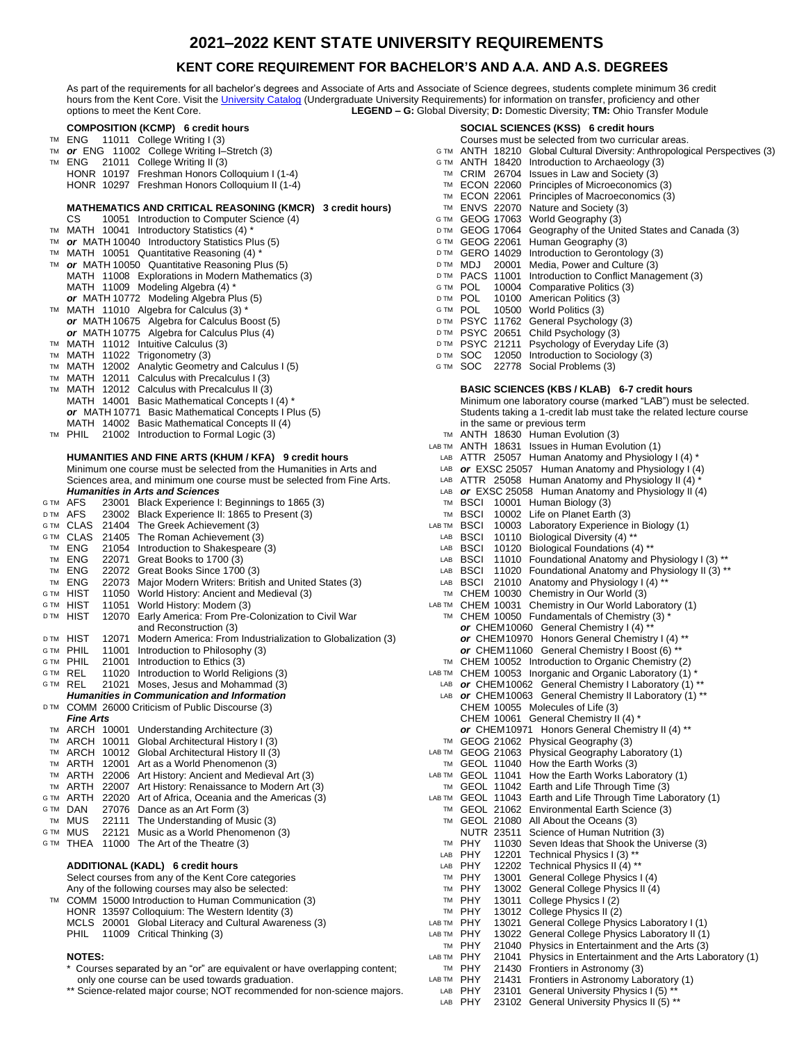# 2021–2022 KENT STATE UNIVERSITY REQUIREMENTS

## KENT CORE REQUIREMENT FOR BACHELOR'S AND A.A. AND A.S. DEGREES

As part of the requirements for all bachelor's degrees and Associate of Arts and Associate of Science degrees, students complete minimum 36 credit hours from the Kent Core. Visit the University Catalog (Undergraduate University Requirements) for information on transfer, proficiency and other options to meet the Kent Core.

**LEGEND – G:** Global Diversity; **D:** Domestic Diversity; **TM:** Ohio Transfer Module

### COMPOSITION (KCMP) 6 credit hours

- TM ENG 11011 College Writing I (3)
- TM ***or*** ENG 11002 College Writing I–Stretch (3)
- TM ENG 21011 College Writing II (3)
- HONR 10197 Freshman Honors Colloquium I (1-4)
- HONR 10297 Freshman Honors Colloquium II (1-4)

### MATHEMATICS AND CRITICAL REASONING (KMCR) 3 credit hours)

- CS 10051 Introduction to Computer Science (4)
- TM MATH 10041 Introductory Statistics (4) *
- TM ***or*** MATH 10040 Introductory Statistics Plus (5)
- TM MATH 10051 Quantitative Reasoning (4) *
- TM ***or*** MATH 10050 Quantitative Reasoning Plus (5)
- MATH 11008 Explorations in Modern Mathematics (3)
- MATH 11009 Modeling Algebra (4) *
- ***or*** MATH 10772 Modeling Algebra Plus (5)
- TM MATH 11010 Algebra for Calculus (3) *
- ***or*** MATH 10675 Algebra for Calculus Boost (5)
- ***or*** MATH 10775 Algebra for Calculus Plus (4)
- TM MATH 11012 Intuitive Calculus (3)
- TM MATH 11022 Trigonometry (3)
- TM MATH 12002 Analytic Geometry and Calculus I (5)
- TM MATH 12011 Calculus with Precalculus I (3)
- TM MATH 12012 Calculus with Precalculus II (3)
- MATH 14001 Basic Mathematical Concepts I (4) *
- ***or*** MATH 10771 Basic Mathematical Concepts I Plus (5)
- MATH 14002 Basic Mathematical Concepts II (4)
- TM PHIL 21002 Introduction to Formal Logic (3)

### HUMANITIES AND FINE ARTS (KHUM / KFA) 9 credit hours

Minimum one course must be selected from the Humanities in Arts and Sciences area, and minimum one course must be selected from Fine Arts.

***Humanities in Arts and Sciences***

- G TM AFS 23001 Black Experience I: Beginnings to 1865 (3)
- D TM AFS 23002 Black Experience II: 1865 to Present (3)
- G TM CLAS 21404 The Greek Achievement (3)
- G TM CLAS 21405 The Roman Achievement (3)
- TM ENG 21054 Introduction to Shakespeare (3)
- TM ENG 22071 Great Books to 1700 (3)
- TM ENG 22072 Great Books Since 1700 (3)
- TM ENG 22073 Major Modern Writers: British and United States (3)
- G TM HIST 11050 World History: Ancient and Medieval (3)
- G TM HIST 11051 World History: Modern (3)
- D TM HIST 12070 Early America: From Pre-Colonization to Civil War and Reconstruction (3)
- D TM HIST 12071 Modern America: From Industrialization to Globalization (3)
- G TM PHIL 11001 Introduction to Philosophy (3)
- G TM PHIL 21001 Introduction to Ethics (3)
- G TM REL 11020 Introduction to World Religions (3)
- G TM REL 21021 Moses, Jesus and Mohammad (3)

***Humanities in Communication and Information***

- D TM COMM 26000 Criticism of Public Discourse (3)

***Fine Arts***

- TM ARCH 10001 Understanding Architecture (3)
- TM ARCH 10011 Global Architectural History I (3)
- TM ARCH 10012 Global Architectural History II (3)
- TM ARTH 12001 Art as a World Phenomenon (3)
- TM ARTH 22006 Art History: Ancient and Medieval Art (3)
- TM ARTH 22007 Art History: Renaissance to Modern Art (3)
- G TM ARTH 22020 Art of Africa, Oceania and the Americas (3)
- G TM DAN 27076 Dance as an Art Form (3)
- TM MUS 22111 The Understanding of Music (3)
- G TM MUS 22121 Music as a World Phenomenon (3)
- G TM THEA 11000 The Art of the Theatre (3)

### ADDITIONAL (KADL) 6 credit hours

Select courses from any of the Kent Core categories

Any of the following courses may also be selected:

- TM COMM 15000 Introduction to Human Communication (3)
- HONR 13597 Colloquium: The Western Identity (3)
- MCLS 20001 Global Literacy and Cultural Awareness (3)
- PHIL 11009 Critical Thinking (3)

### NOTES:

\* Courses separated by an "or" are equivalent or have overlapping content; only one course can be used towards graduation.

\*\* Science-related major course; NOT recommended for non-science majors.

### SOCIAL SCIENCES (KSS) 6 credit hours

Courses must be selected from two curricular areas.

- G TM ANTH 18210 Global Cultural Diversity: Anthropological Perspectives (3)
- G TM ANTH 18420 Introduction to Archaeology (3)
- TM CRIM 26704 Issues in Law and Society (3)
- TM ECON 22060 Principles of Microeconomics (3)
- TM ECON 22061 Principles of Macroeconomics (3)
- TM ENVS 22070 Nature and Society (3)
- G TM GEOG 17063 World Geography (3)
- D TM GEOG 17064 Geography of the United States and Canada (3)
- G TM GEOG 22061 Human Geography (3)
- D TM GERO 14029 Introduction to Gerontology (3)
- D TM MDJ 20001 Media, Power and Culture (3)
- D TM PACS 11001 Introduction to Conflict Management (3)
- G TM POL 10004 Comparative Politics (3)
- D TM POL 10100 American Politics (3)
- G TM POL 10500 World Politics (3)
- D TM PSYC 11762 General Psychology (3)
- D TM PSYC 20651 Child Psychology (3)
- D TM PSYC 21211 Psychology of Everyday Life (3)
- D TM SOC 12050 Introduction to Sociology (3)
- G TM SOC 22778 Social Problems (3)

### BASIC SCIENCES (KBS / KLAB) 6-7 credit hours

Minimum one laboratory course (marked "LAB") must be selected. Students taking a 1-credit lab must take the related lecture course in the same or previous term

- TM ANTH 18630 Human Evolution (3)
- LAB TM ANTH 18631 Issues in Human Evolution (1)
- LAB ATTR 25057 Human Anatomy and Physiology I (4) *
- LAB ***or*** EXSC 25057 Human Anatomy and Physiology I (4)
- LAB ATTR 25058 Human Anatomy and Physiology II (4) *
- LAB ***or*** EXSC 25058 Human Anatomy and Physiology II (4)
- TM BSCI 10001 Human Biology (3)
- TM BSCI 10002 Life on Planet Earth (3)
- LAB TM BSCI 10003 Laboratory Experience in Biology (1)
- LAB BSCI 10110 Biological Diversity (4) **
- LAB BSCI 10120 Biological Foundations (4) **
- LAB BSCI 11010 Foundational Anatomy and Physiology I (3) **
- LAB BSCI 11020 Foundational Anatomy and Physiology II (3) **
- LAB BSCI 21010 Anatomy and Physiology I (4) **
- TM CHEM 10030 Chemistry in Our World (3)
- LAB TM CHEM 10031 Chemistry in Our World Laboratory (1)
- TM CHEM 10050 Fundamentals of Chemistry (3) *
- ***or*** CHEM10060 General Chemistry I (4) **
- ***or*** CHEM10970 Honors General Chemistry I (4) **
- ***or*** CHEM11060 General Chemistry I Boost (6) **
- TM CHEM 10052 Introduction to Organic Chemistry (2)
- LAB TM CHEM 10053 Inorganic and Organic Laboratory (1) *
- LAB ***or*** CHEM10062 General Chemistry I Laboratory (1) **
- LAB ***or*** CHEM10063 General Chemistry II Laboratory (1) **
- CHEM 10055 Molecules of Life (3)
- CHEM 10061 General Chemistry II (4) *
- ***or*** CHEM10971 Honors General Chemistry II (4) **
- TM GEOG 21062 Physical Geography (3)
- LAB TM GEOG 21063 Physical Geography Laboratory (1)
- TM GEOL 11040 How the Earth Works (3)
- LAB TM GEOL 11041 How the Earth Works Laboratory (1)
- TM GEOL 11042 Earth and Life Through Time (3)
- LAB TM GEOL 11043 Earth and Life Through Time Laboratory (1)
- TM GEOL 21062 Environmental Earth Science (3)
- TM GEOL 21080 All About the Oceans (3)
- NUTR 23511 Science of Human Nutrition (3)
- TM PHY 11030 Seven Ideas that Shook the Universe (3)
- LAB PHY 12201 Technical Physics I (3) **
- LAB PHY 12202 Technical Physics II (4) **
- TM PHY 13001 General College Physics I (4)
- TM PHY 13002 General College Physics II (4)
- TM PHY 13011 College Physics I (2)
- TM PHY 13012 College Physics II (2)
- LAB TM PHY 13021 General College Physics Laboratory I (1)
- LAB TM PHY 13022 General College Physics Laboratory II (1)
- TM PHY 21040 Physics in Entertainment and the Arts (3)
- LAB TM PHY 21041 Physics in Entertainment and the Arts Laboratory (1)
- TM PHY 21430 Frontiers in Astronomy (3)
- LAB TM PHY 21431 Frontiers in Astronomy Laboratory (1)
- LAB PHY 23101 General University Physics I (5) **
- LAB PHY 23102 General University Physics II (5) **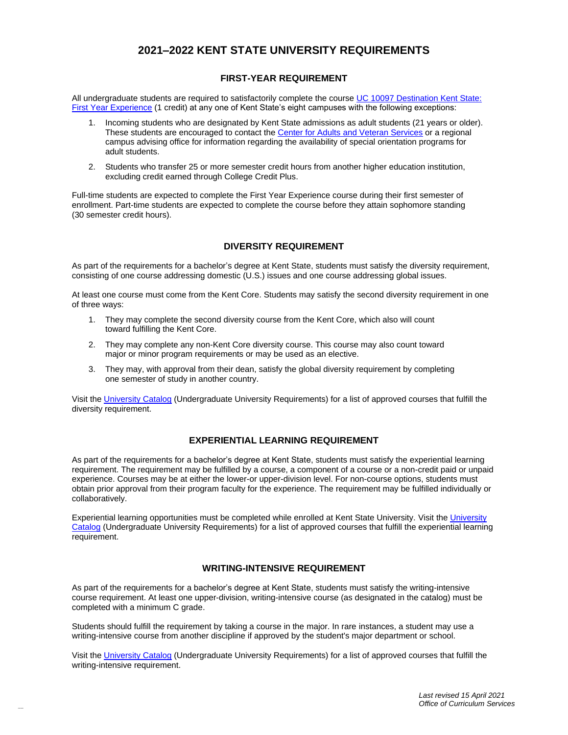# 2021–2022 KENT STATE UNIVERSITY REQUIREMENTS

## FIRST-YEAR REQUIREMENT

All undergraduate students are required to satisfactorily complete the course UC 10097 Destination Kent State: First Year Experience (1 credit) at any one of Kent State's eight campuses with the following exceptions:

1. Incoming students who are designated by Kent State admissions as adult students (21 years or older). These students are encouraged to contact the Center for Adults and Veteran Services or a regional campus advising office for information regarding the availability of special orientation programs for adult students.
2. Students who transfer 25 or more semester credit hours from another higher education institution, excluding credit earned through College Credit Plus.

Full-time students are expected to complete the First Year Experience course during their first semester of enrollment. Part-time students are expected to complete the course before they attain sophomore standing (30 semester credit hours).

## DIVERSITY REQUIREMENT

As part of the requirements for a bachelor's degree at Kent State, students must satisfy the diversity requirement, consisting of one course addressing domestic (U.S.) issues and one course addressing global issues.

At least one course must come from the Kent Core. Students may satisfy the second diversity requirement in one of three ways:

1. They may complete the second diversity course from the Kent Core, which also will count toward fulfilling the Kent Core.
2. They may complete any non-Kent Core diversity course. This course may also count toward major or minor program requirements or may be used as an elective.
3. They may, with approval from their dean, satisfy the global diversity requirement by completing one semester of study in another country.

Visit the University Catalog (Undergraduate University Requirements) for a list of approved courses that fulfill the diversity requirement.

## EXPERIENTIAL LEARNING REQUIREMENT

As part of the requirements for a bachelor's degree at Kent State, students must satisfy the experiential learning requirement. The requirement may be fulfilled by a course, a component of a course or a non-credit paid or unpaid experience. Courses may be at either the lower-or upper-division level. For non-course options, students must obtain prior approval from their program faculty for the experience. The requirement may be fulfilled individually or collaboratively.

Experiential learning opportunities must be completed while enrolled at Kent State University. Visit the University Catalog (Undergraduate University Requirements) for a list of approved courses that fulfill the experiential learning requirement.

## WRITING-INTENSIVE REQUIREMENT

As part of the requirements for a bachelor's degree at Kent State, students must satisfy the writing-intensive course requirement. At least one upper-division, writing-intensive course (as designated in the catalog) must be completed with a minimum C grade.

Students should fulfill the requirement by taking a course in the major. In rare instances, a student may use a writing-intensive course from another discipline if approved by the student's major department or school.

Visit the University Catalog (Undergraduate University Requirements) for a list of approved courses that fulfill the writing-intensive requirement.

*Last revised 15 April 2021*
*Office of Curriculum Services*